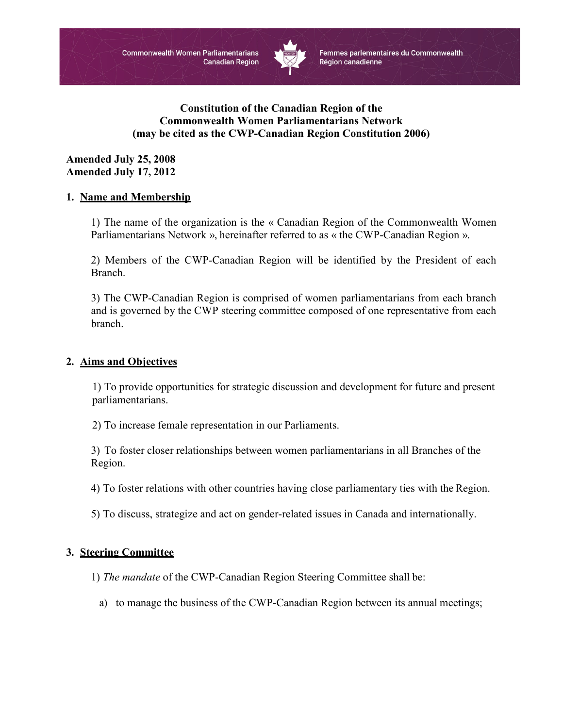Commonwealth Women Parliamentarians Canadian Region — Femmes parlementaires du Commonwealth Région canadienne

**Constitution of the Canadian Region of the Commonwealth Women Parliamentarians Network (may be cited as the CWP-Canadian Region Constitution 2006)**

**Amended July 25, 2008**
**Amended July 17, 2012**

## 1. Name and Membership

1) The name of the organization is the « Canadian Region of the Commonwealth Women Parliamentarians Network », hereinafter referred to as « the CWP-Canadian Region ».

2) Members of the CWP-Canadian Region will be identified by the President of each Branch.

3) The CWP-Canadian Region is comprised of women parliamentarians from each branch and is governed by the CWP steering committee composed of one representative from each branch.

## 2. Aims and Objectives

1) To provide opportunities for strategic discussion and development for future and present parliamentarians.

2) To increase female representation in our Parliaments.

3) To foster closer relationships between women parliamentarians in all Branches of the Region.

4) To foster relations with other countries having close parliamentary ties with the Region.

5) To discuss, strategize and act on gender-related issues in Canada and internationally.

## 3. Steering Committee

1) *The mandate* of the CWP-Canadian Region Steering Committee shall be:

a) to manage the business of the CWP-Canadian Region between its annual meetings;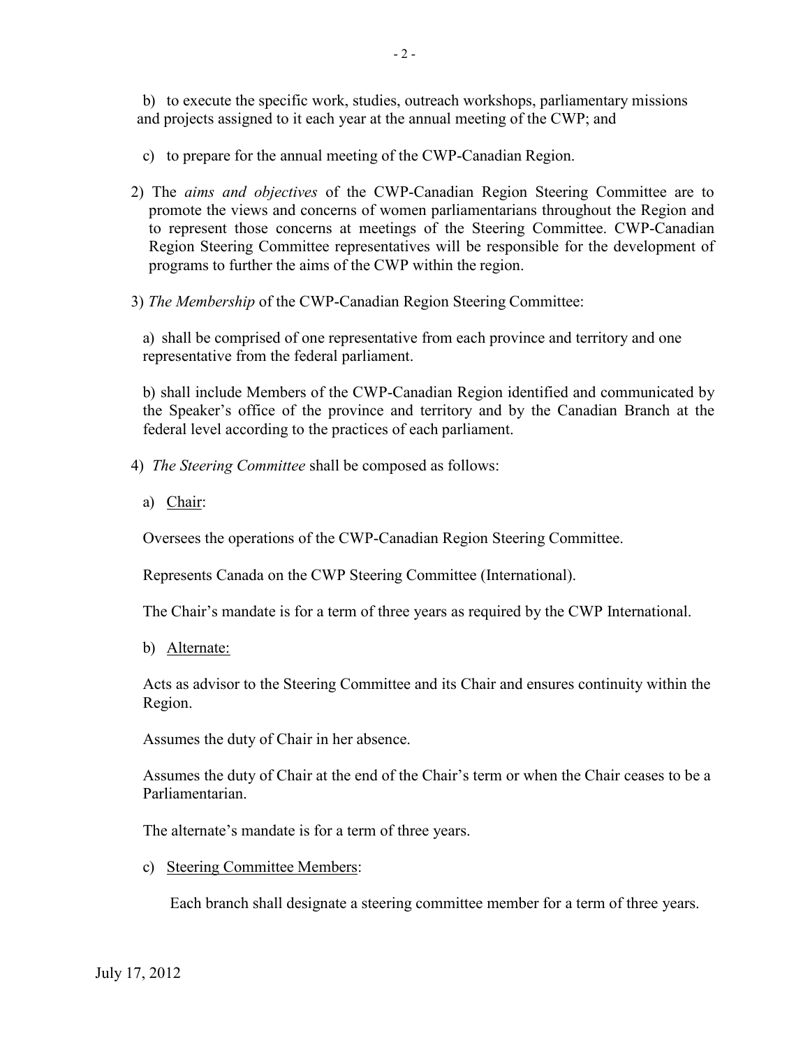b) to execute the specific work, studies, outreach workshops, parliamentary missions and projects assigned to it each year at the annual meeting of the CWP; and

c) to prepare for the annual meeting of the CWP-Canadian Region.

2) The *aims and objectives* of the CWP-Canadian Region Steering Committee are to promote the views and concerns of women parliamentarians throughout the Region and to represent those concerns at meetings of the Steering Committee. CWP-Canadian Region Steering Committee representatives will be responsible for the development of programs to further the aims of the CWP within the region.

3) *The Membership* of the CWP-Canadian Region Steering Committee:

a) shall be comprised of one representative from each province and territory and one representative from the federal parliament.

b) shall include Members of the CWP-Canadian Region identified and communicated by the Speaker's office of the province and territory and by the Canadian Branch at the federal level according to the practices of each parliament.

4) *The Steering Committee* shall be composed as follows:

a) Chair:

Oversees the operations of the CWP-Canadian Region Steering Committee.

Represents Canada on the CWP Steering Committee (International).

The Chair's mandate is for a term of three years as required by the CWP International.

b) Alternate:

Acts as advisor to the Steering Committee and its Chair and ensures continuity within the Region.

Assumes the duty of Chair in her absence.

Assumes the duty of Chair at the end of the Chair's term or when the Chair ceases to be a Parliamentarian.

The alternate's mandate is for a term of three years.

c) Steering Committee Members:

Each branch shall designate a steering committee member for a term of three years.

July 17, 2012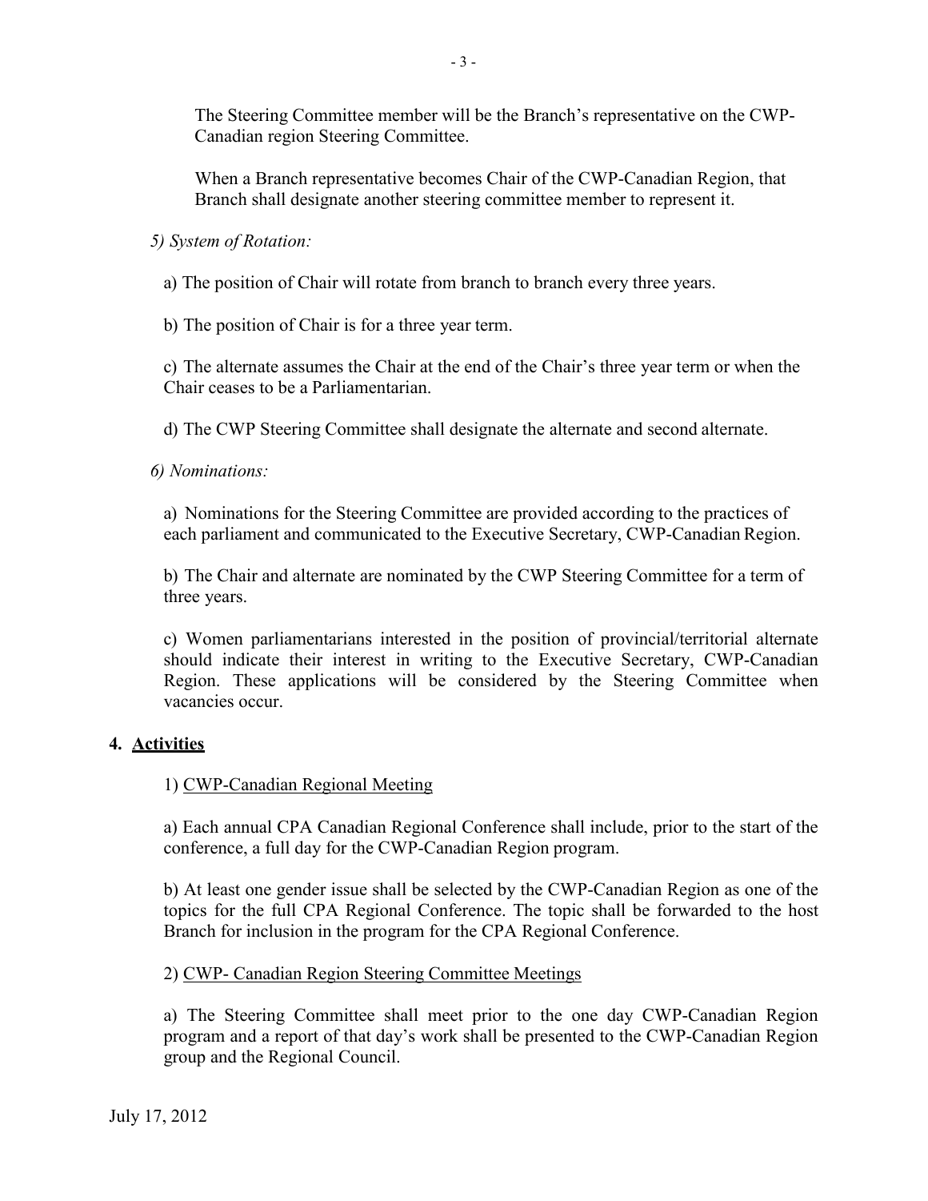The Steering Committee member will be the Branch's representative on the CWP-Canadian region Steering Committee.

When a Branch representative becomes Chair of the CWP-Canadian Region, that Branch shall designate another steering committee member to represent it.

*5) System of Rotation:*

a) The position of Chair will rotate from branch to branch every three years.

b) The position of Chair is for a three year term.

c) The alternate assumes the Chair at the end of the Chair's three year term or when the Chair ceases to be a Parliamentarian.

d) The CWP Steering Committee shall designate the alternate and second alternate.

*6) Nominations:*

a) Nominations for the Steering Committee are provided according to the practices of each parliament and communicated to the Executive Secretary, CWP-Canadian Region.

b) The Chair and alternate are nominated by the CWP Steering Committee for a term of three years.

c) Women parliamentarians interested in the position of provincial/territorial alternate should indicate their interest in writing to the Executive Secretary, CWP-Canadian Region. These applications will be considered by the Steering Committee when vacancies occur.

## 4. Activities

1) CWP-Canadian Regional Meeting

a) Each annual CPA Canadian Regional Conference shall include, prior to the start of the conference, a full day for the CWP-Canadian Region program.

b) At least one gender issue shall be selected by the CWP-Canadian Region as one of the topics for the full CPA Regional Conference. The topic shall be forwarded to the host Branch for inclusion in the program for the CPA Regional Conference.

2) CWP- Canadian Region Steering Committee Meetings

a) The Steering Committee shall meet prior to the one day CWP-Canadian Region program and a report of that day's work shall be presented to the CWP-Canadian Region group and the Regional Council.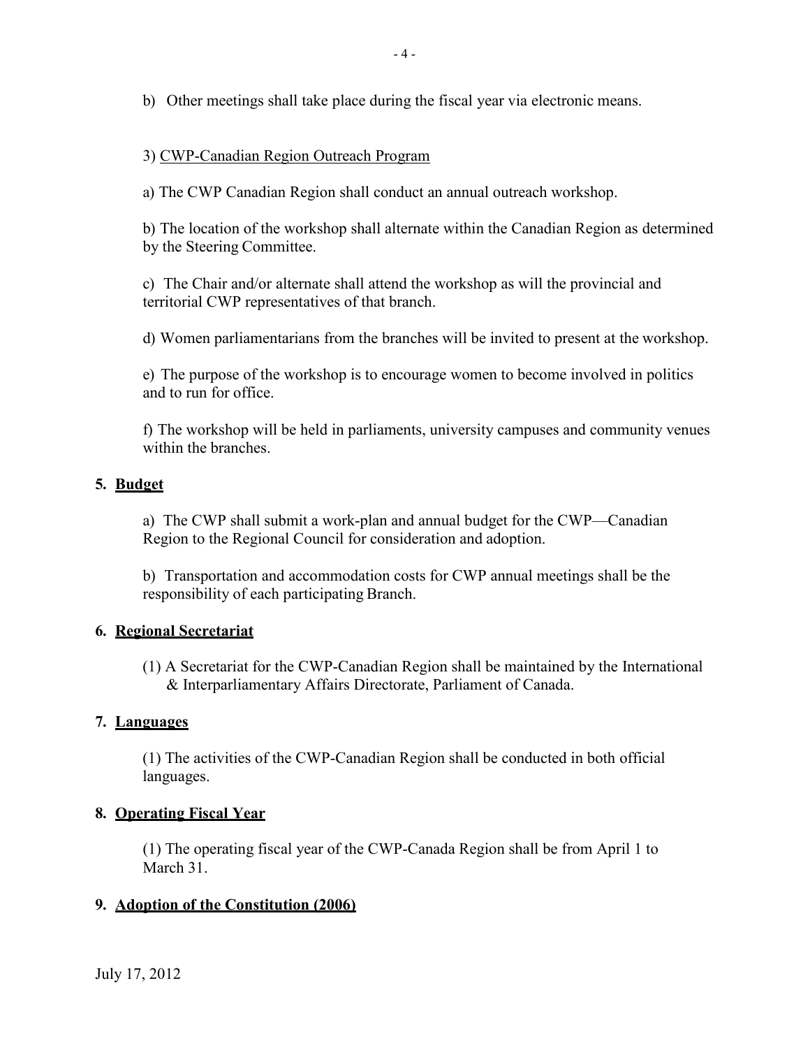b) Other meetings shall take place during the fiscal year via electronic means.

3) <u>CWP-Canadian Region Outreach Program</u>

a) The CWP Canadian Region shall conduct an annual outreach workshop.

b) The location of the workshop shall alternate within the Canadian Region as determined by the Steering Committee.

c) The Chair and/or alternate shall attend the workshop as will the provincial and territorial CWP representatives of that branch.

d) Women parliamentarians from the branches will be invited to present at the workshop.

e) The purpose of the workshop is to encourage women to become involved in politics and to run for office.

f) The workshop will be held in parliaments, university campuses and community venues within the branches.

## 5. Budget

a) The CWP shall submit a work-plan and annual budget for the CWP—Canadian Region to the Regional Council for consideration and adoption.

b) Transportation and accommodation costs for CWP annual meetings shall be the responsibility of each participating Branch.

## 6. Regional Secretariat

(1) A Secretariat for the CWP-Canadian Region shall be maintained by the International & Interparliamentary Affairs Directorate, Parliament of Canada.

## 7. Languages

(1) The activities of the CWP-Canadian Region shall be conducted in both official languages.

## 8. Operating Fiscal Year

(1) The operating fiscal year of the CWP-Canada Region shall be from April 1 to March 31.

## 9. Adoption of the Constitution (2006)

July 17, 2012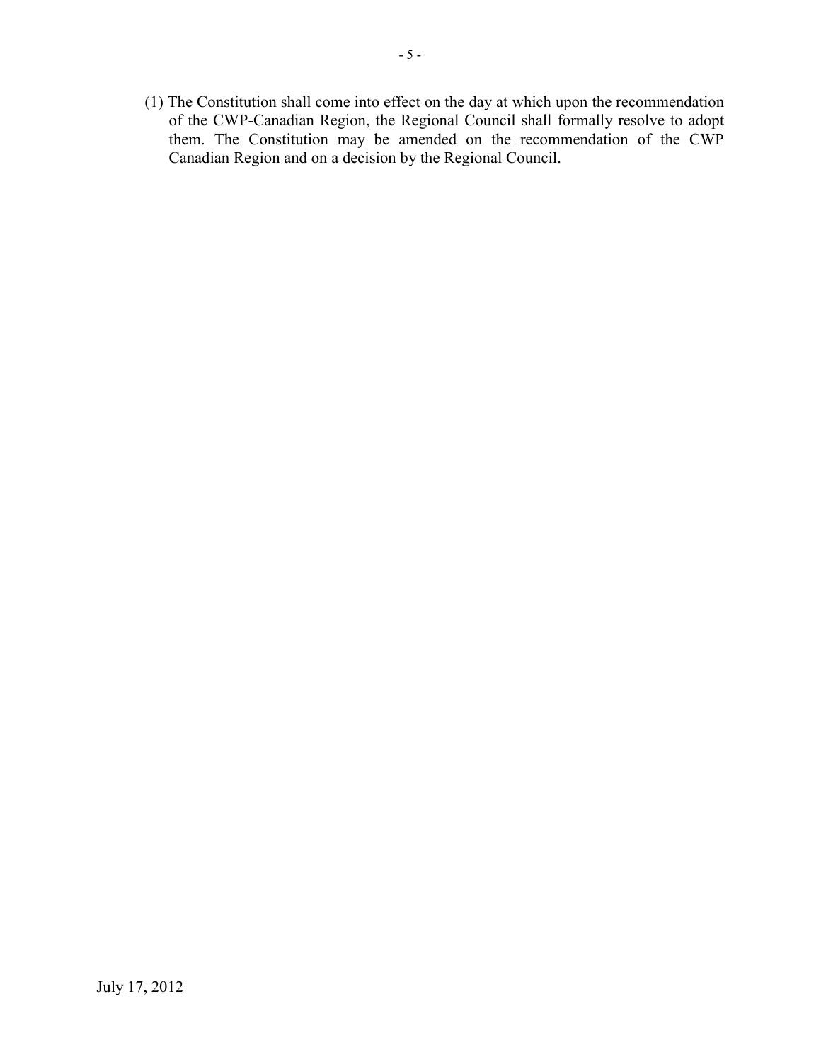(1) The Constitution shall come into effect on the day at which upon the recommendation of the CWP-Canadian Region, the Regional Council shall formally resolve to adopt them. The Constitution may be amended on the recommendation of the CWP Canadian Region and on a decision by the Regional Council.

July 17, 2012